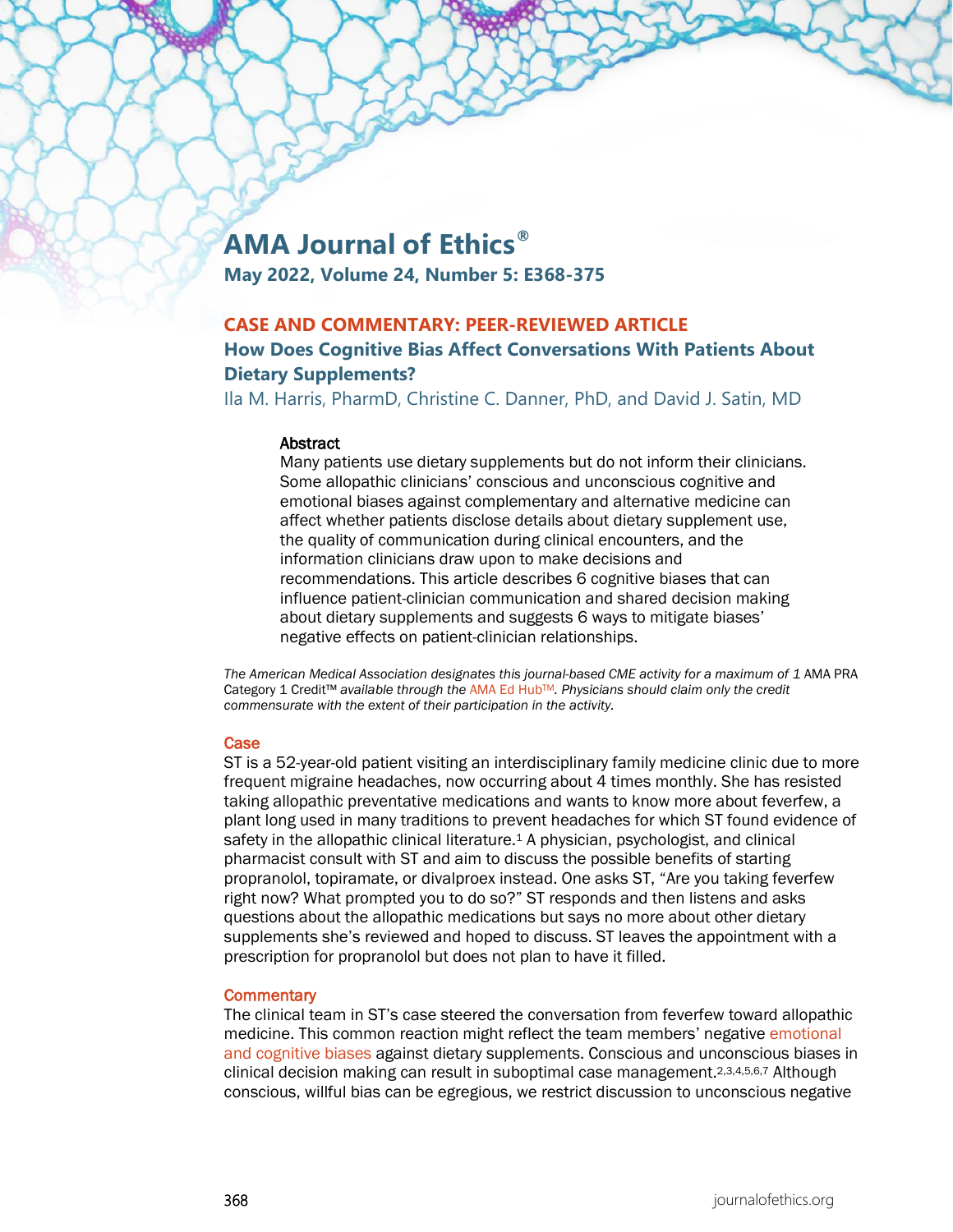# AMA Journal of Ethics®

**May 2022, Volume 24, Number 5: E368-375**

## CASE AND COMMENTARY: PEER-REVIEWED ARTICLE

## How Does Cognitive Bias Affect Conversations With Patients About Dietary Supplements?

Ila M. Harris, PharmD, Christine C. Danner, PhD, and David J. Satin, MD

### Abstract

Many patients use dietary supplements but do not inform their clinicians. Some allopathic clinicians' conscious and unconscious cognitive and emotional biases against complementary and alternative medicine can affect whether patients disclose details about dietary supplement use, the quality of communication during clinical encounters, and the information clinicians draw upon to make decisions and recommendations. This article describes 6 cognitive biases that can influence patient-clinician communication and shared decision making about dietary supplements and suggests 6 ways to mitigate biases' negative effects on patient-clinician relationships.

*The American Medical Association designates this journal-based CME activity for a maximum of 1* AMA PRA Category 1 Credit™ *available through the* AMA Ed Hub™. *Physicians should claim only the credit commensurate with the extent of their participation in the activity.*

### Case

ST is a 52-year-old patient visiting an interdisciplinary family medicine clinic due to more frequent migraine headaches, now occurring about 4 times monthly. She has resisted taking allopathic preventative medications and wants to know more about feverfew, a plant long used in many traditions to prevent headaches for which ST found evidence of safety in the allopathic clinical literature.[1] A physician, psychologist, and clinical pharmacist consult with ST and aim to discuss the possible benefits of starting propranolol, topiramate, or divalproex instead. One asks ST, "Are you taking feverfew right now? What prompted you to do so?" ST responds and then listens and asks questions about the allopathic medications but says no more about other dietary supplements she's reviewed and hoped to discuss. ST leaves the appointment with a prescription for propranolol but does not plan to have it filled.

### Commentary

The clinical team in ST's case steered the conversation from feverfew toward allopathic medicine. This common reaction might reflect the team members' negative emotional and cognitive biases against dietary supplements. Conscious and unconscious biases in clinical decision making can result in suboptimal case management.[2,3,4,5,6,7] Although conscious, willful bias can be egregious, we restrict discussion to unconscious negative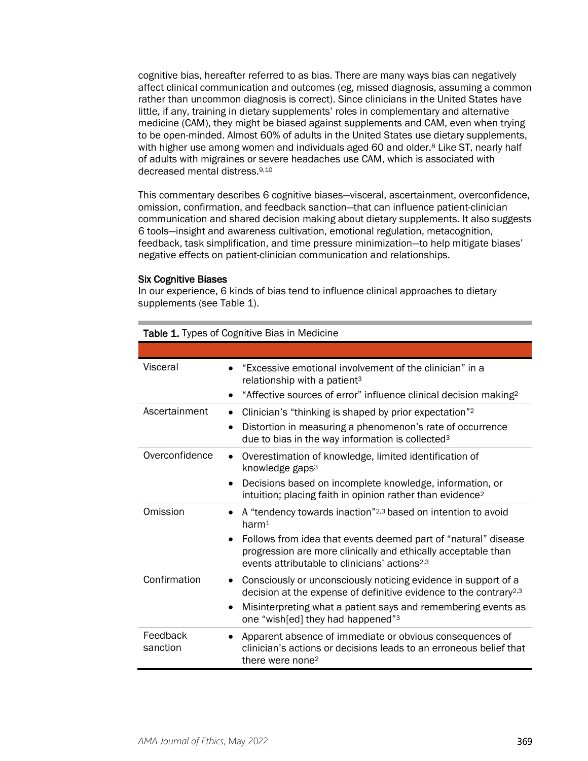cognitive bias, hereafter referred to as bias. There are many ways bias can negatively affect clinical communication and outcomes (eg, missed diagnosis, assuming a common rather than uncommon diagnosis is correct). Since clinicians in the United States have little, if any, training in dietary supplements' roles in complementary and alternative medicine (CAM), they might be biased against supplements and CAM, even when trying to be open-minded. Almost 60% of adults in the United States use dietary supplements, with higher use among women and individuals aged 60 and older.[8] Like ST, nearly half of adults with migraines or severe headaches use CAM, which is associated with decreased mental distress.[9,10]

This commentary describes 6 cognitive biases—visceral, ascertainment, overconfidence, omission, confirmation, and feedback sanction—that can influence patient-clinician communication and shared decision making about dietary supplements. It also suggests 6 tools—insight and awareness cultivation, emotional regulation, metacognition, feedback, task simplification, and time pressure minimization—to help mitigate biases' negative effects on patient-clinician communication and relationships.

### Six Cognitive Biases

In our experience, 6 kinds of bias tend to influence clinical approaches to dietary supplements (see Table 1).

**Table 1.** Types of Cognitive Bias in Medicine

| | |
|---|---|
| Visceral | • "Excessive emotional involvement of the clinician" in a relationship with a patient[3]<br>• "Affective sources of error" influence clinical decision making[2] |
| Ascertainment | • Clinician's "thinking is shaped by prior expectation"[2]<br>• Distortion in measuring a phenomenon's rate of occurrence due to bias in the way information is collected[3] |
| Overconfidence | • Overestimation of knowledge, limited identification of knowledge gaps[3]<br>• Decisions based on incomplete knowledge, information, or intuition; placing faith in opinion rather than evidence[2] |
| Omission | • A "tendency towards inaction"[2,3] based on intention to avoid harm[1]<br>• Follows from idea that events deemed part of "natural" disease progression are more clinically and ethically acceptable than events attributable to clinicians' actions[2,3] |
| Confirmation | • Consciously or unconsciously noticing evidence in support of a decision at the expense of definitive evidence to the contrary[2,3]<br>• Misinterpreting what a patient says and remembering events as one "wish[ed] they had happened"[3] |
| Feedback sanction | • Apparent absence of immediate or obvious consequences of clinician's actions or decisions leads to an erroneous belief that there were none[2] |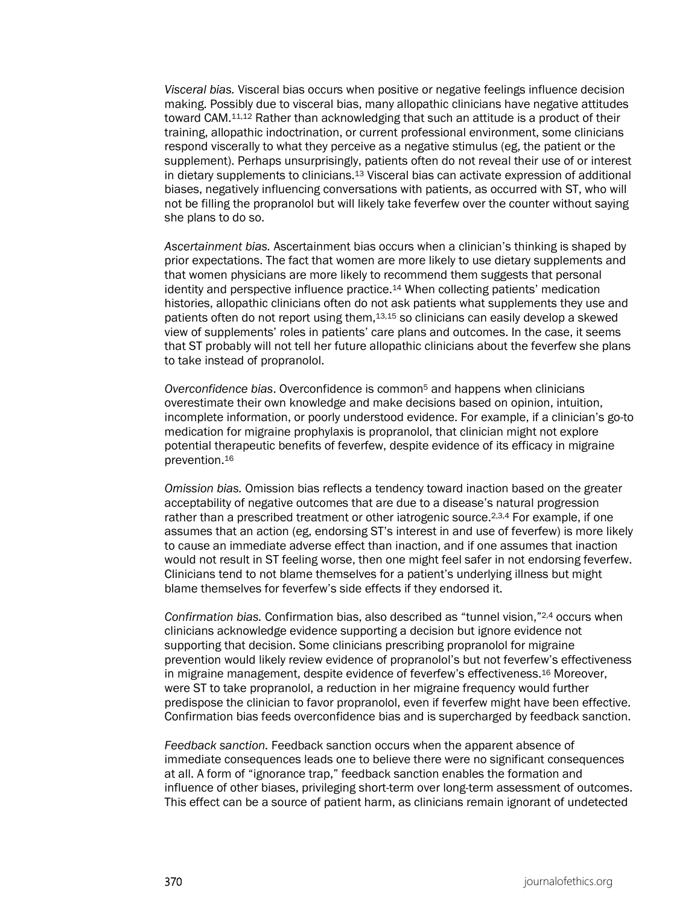*Visceral bias.* Visceral bias occurs when positive or negative feelings influence decision making. Possibly due to visceral bias, many allopathic clinicians have negative attitudes toward CAM.[11,12] Rather than acknowledging that such an attitude is a product of their training, allopathic indoctrination, or current professional environment, some clinicians respond viscerally to what they perceive as a negative stimulus (eg, the patient or the supplement). Perhaps unsurprisingly, patients often do not reveal their use of or interest in dietary supplements to clinicians.[13] Visceral bias can activate expression of additional biases, negatively influencing conversations with patients, as occurred with ST, who will not be filling the propranolol but will likely take feverfew over the counter without saying she plans to do so.

*Ascertainment bias.* Ascertainment bias occurs when a clinician's thinking is shaped by prior expectations. The fact that women are more likely to use dietary supplements and that women physicians are more likely to recommend them suggests that personal identity and perspective influence practice.[14] When collecting patients' medication histories, allopathic clinicians often do not ask patients what supplements they use and patients often do not report using them,[13,15] so clinicians can easily develop a skewed view of supplements' roles in patients' care plans and outcomes. In the case, it seems that ST probably will not tell her future allopathic clinicians about the feverfew she plans to take instead of propranolol.

*Overconfidence bias*. Overconfidence is common[5] and happens when clinicians overestimate their own knowledge and make decisions based on opinion, intuition, incomplete information, or poorly understood evidence. For example, if a clinician's go-to medication for migraine prophylaxis is propranolol, that clinician might not explore potential therapeutic benefits of feverfew, despite evidence of its efficacy in migraine prevention.[16]

*Omission bias.* Omission bias reflects a tendency toward inaction based on the greater acceptability of negative outcomes that are due to a disease's natural progression rather than a prescribed treatment or other iatrogenic source.[2,3,4] For example, if one assumes that an action (eg, endorsing ST's interest in and use of feverfew) is more likely to cause an immediate adverse effect than inaction, and if one assumes that inaction would not result in ST feeling worse, then one might feel safer in not endorsing feverfew. Clinicians tend to not blame themselves for a patient's underlying illness but might blame themselves for feverfew's side effects if they endorsed it.

*Confirmation bias.* Confirmation bias, also described as "tunnel vision,"[2,4] occurs when clinicians acknowledge evidence supporting a decision but ignore evidence not supporting that decision. Some clinicians prescribing propranolol for migraine prevention would likely review evidence of propranolol's but not feverfew's effectiveness in migraine management, despite evidence of feverfew's effectiveness.[16] Moreover, were ST to take propranolol, a reduction in her migraine frequency would further predispose the clinician to favor propranolol, even if feverfew might have been effective. Confirmation bias feeds overconfidence bias and is supercharged by feedback sanction.

*Feedback sanction.* Feedback sanction occurs when the apparent absence of immediate consequences leads one to believe there were no significant consequences at all. A form of "ignorance trap," feedback sanction enables the formation and influence of other biases, privileging short-term over long-term assessment of outcomes. This effect can be a source of patient harm, as clinicians remain ignorant of undetected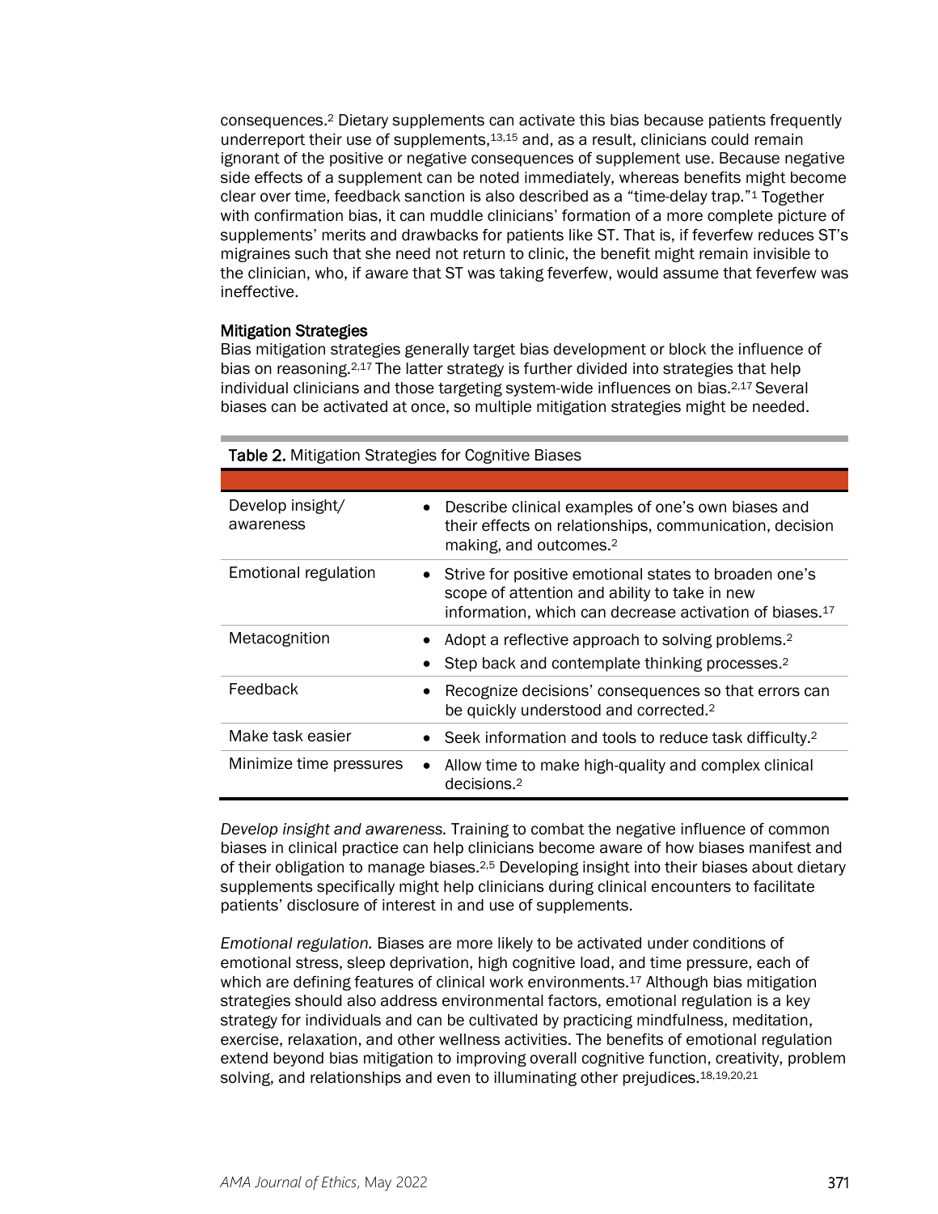consequences.[2] Dietary supplements can activate this bias because patients frequently underreport their use of supplements,[13,15] and, as a result, clinicians could remain ignorant of the positive or negative consequences of supplement use. Because negative side effects of a supplement can be noted immediately, whereas benefits might become clear over time, feedback sanction is also described as a "time-delay trap."[1] Together with confirmation bias, it can muddle clinicians' formation of a more complete picture of supplements' merits and drawbacks for patients like ST. That is, if feverfew reduces ST's migraines such that she need not return to clinic, the benefit might remain invisible to the clinician, who, if aware that ST was taking feverfew, would assume that feverfew was ineffective.

### Mitigation Strategies

Bias mitigation strategies generally target bias development or block the influence of bias on reasoning.[2,17] The latter strategy is further divided into strategies that help individual clinicians and those targeting system-wide influences on bias.[2,17] Several biases can be activated at once, so multiple mitigation strategies might be needed.

**Table 2.** Mitigation Strategies for Cognitive Biases

| | |
|---|---|
| Develop insight/ awareness | • Describe clinical examples of one's own biases and their effects on relationships, communication, decision making, and outcomes.[2] |
| Emotional regulation | • Strive for positive emotional states to broaden one's scope of attention and ability to take in new information, which can decrease activation of biases.[17] |
| Metacognition | • Adopt a reflective approach to solving problems.[2] <br> • Step back and contemplate thinking processes.[2] |
| Feedback | • Recognize decisions' consequences so that errors can be quickly understood and corrected.[2] |
| Make task easier | • Seek information and tools to reduce task difficulty.[2] |
| Minimize time pressures | • Allow time to make high-quality and complex clinical decisions.[2] |

*Develop insight and awareness.* Training to combat the negative influence of common biases in clinical practice can help clinicians become aware of how biases manifest and of their obligation to manage biases.[2,5] Developing insight into their biases about dietary supplements specifically might help clinicians during clinical encounters to facilitate patients' disclosure of interest in and use of supplements.

*Emotional regulation.* Biases are more likely to be activated under conditions of emotional stress, sleep deprivation, high cognitive load, and time pressure, each of which are defining features of clinical work environments.[17] Although bias mitigation strategies should also address environmental factors, emotional regulation is a key strategy for individuals and can be cultivated by practicing mindfulness, meditation, exercise, relaxation, and other wellness activities. The benefits of emotional regulation extend beyond bias mitigation to improving overall cognitive function, creativity, problem solving, and relationships and even to illuminating other prejudices.[18,19,20,21]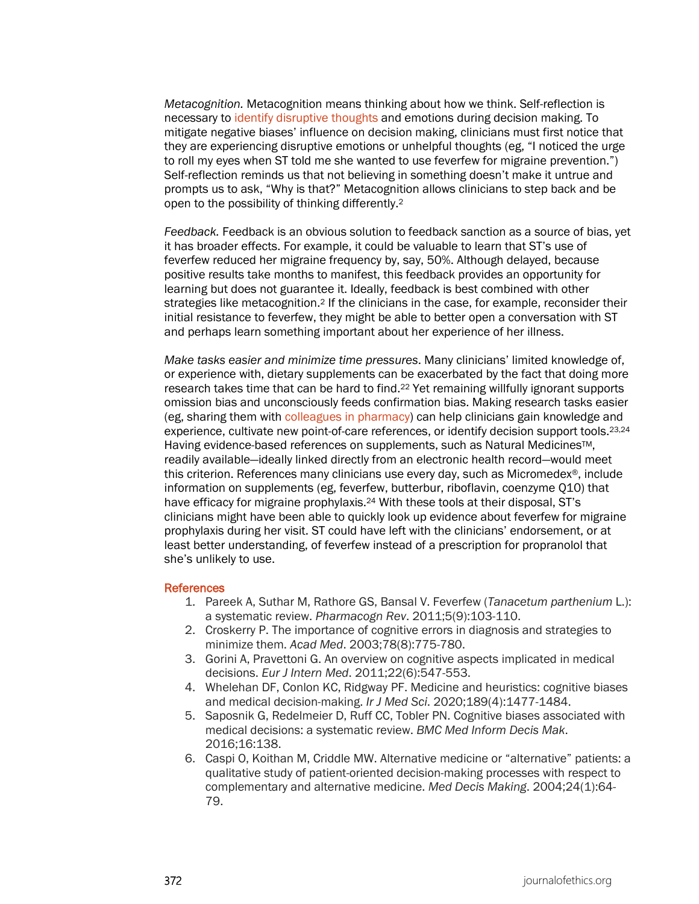*Metacognition.* Metacognition means thinking about how we think. Self-reflection is necessary to identify disruptive thoughts and emotions during decision making. To mitigate negative biases' influence on decision making, clinicians must first notice that they are experiencing disruptive emotions or unhelpful thoughts (eg, "I noticed the urge to roll my eyes when ST told me she wanted to use feverfew for migraine prevention.") Self-reflection reminds us that not believing in something doesn't make it untrue and prompts us to ask, "Why is that?" Metacognition allows clinicians to step back and be open to the possibility of thinking differently.[2]

*Feedback.* Feedback is an obvious solution to feedback sanction as a source of bias, yet it has broader effects. For example, it could be valuable to learn that ST's use of feverfew reduced her migraine frequency by, say, 50%. Although delayed, because positive results take months to manifest, this feedback provides an opportunity for learning but does not guarantee it. Ideally, feedback is best combined with other strategies like metacognition.[2] If the clinicians in the case, for example, reconsider their initial resistance to feverfew, they might be able to better open a conversation with ST and perhaps learn something important about her experience of her illness.

*Make tasks easier and minimize time pressures*. Many clinicians' limited knowledge of, or experience with, dietary supplements can be exacerbated by the fact that doing more research takes time that can be hard to find.[22] Yet remaining willfully ignorant supports omission bias and unconsciously feeds confirmation bias. Making research tasks easier (eg, sharing them with colleagues in pharmacy) can help clinicians gain knowledge and experience, cultivate new point-of-care references, or identify decision support tools.[23,24] Having evidence-based references on supplements, such as Natural Medicines™, readily available—ideally linked directly from an electronic health record—would meet this criterion. References many clinicians use every day, such as Micromedex®, include information on supplements (eg, feverfew, butterbur, riboflavin, coenzyme Q10) that have efficacy for migraine prophylaxis.[24] With these tools at their disposal, ST's clinicians might have been able to quickly look up evidence about feverfew for migraine prophylaxis during her visit. ST could have left with the clinicians' endorsement, or at least better understanding, of feverfew instead of a prescription for propranolol that she's unlikely to use.

## References

1. Pareek A, Suthar M, Rathore GS, Bansal V. Feverfew (*Tanacetum parthenium* L.): a systematic review. *Pharmacogn Rev*. 2011;5(9):103-110.
2. Croskerry P. The importance of cognitive errors in diagnosis and strategies to minimize them. *Acad Med*. 2003;78(8):775-780.
3. Gorini A, Pravettoni G. An overview on cognitive aspects implicated in medical decisions. *Eur J Intern Med*. 2011;22(6):547-553.
4. Whelehan DF, Conlon KC, Ridgway PF. Medicine and heuristics: cognitive biases and medical decision-making. *Ir J Med Sci*. 2020;189(4):1477-1484.
5. Saposnik G, Redelmeier D, Ruff CC, Tobler PN. Cognitive biases associated with medical decisions: a systematic review. *BMC Med Inform Decis Mak*. 2016;16:138.
6. Caspi O, Koithan M, Criddle MW. Alternative medicine or "alternative" patients: a qualitative study of patient-oriented decision-making processes with respect to complementary and alternative medicine. *Med Decis Making*. 2004;24(1):64-79.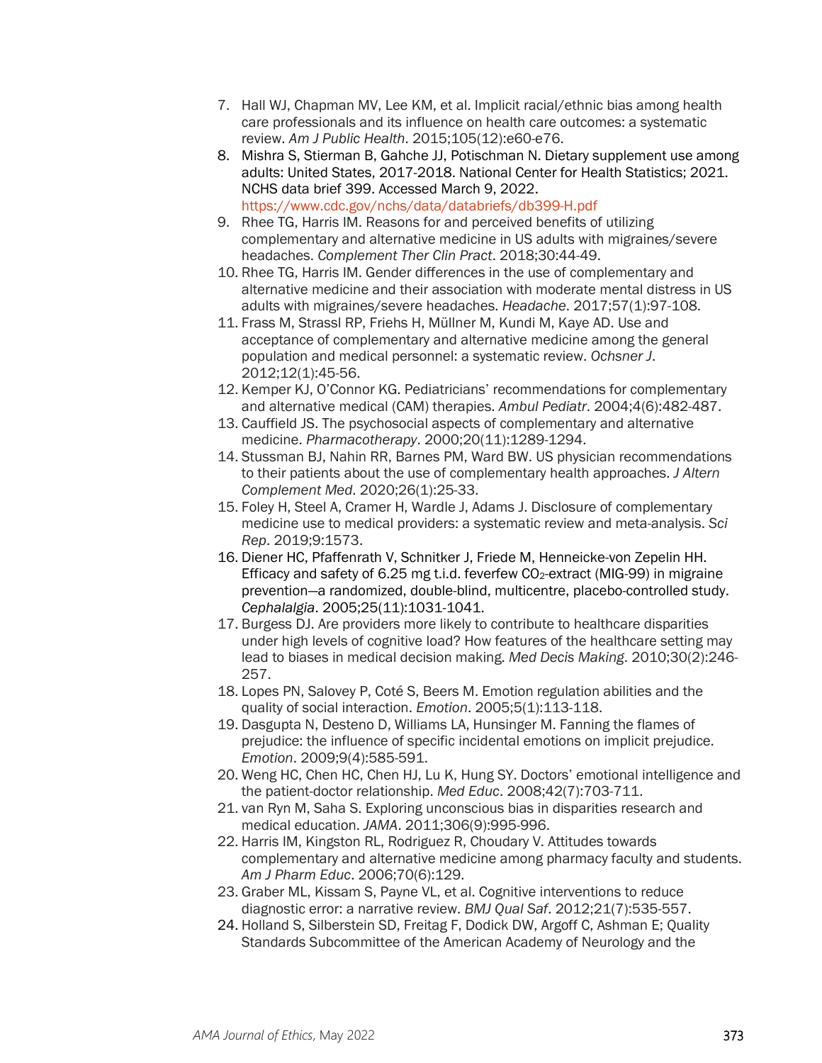7. Hall WJ, Chapman MV, Lee KM, et al. Implicit racial/ethnic bias among health care professionals and its influence on health care outcomes: a systematic review. *Am J Public Health*. 2015;105(12):e60-e76.
8. Mishra S, Stierman B, Gahche JJ, Potischman N. Dietary supplement use among adults: United States, 2017-2018. National Center for Health Statistics; 2021. NCHS data brief 399. Accessed March 9, 2022. https://www.cdc.gov/nchs/data/databriefs/db399-H.pdf
9. Rhee TG, Harris IM. Reasons for and perceived benefits of utilizing complementary and alternative medicine in US adults with migraines/severe headaches. *Complement Ther Clin Pract*. 2018;30:44-49.
10. Rhee TG, Harris IM. Gender differences in the use of complementary and alternative medicine and their association with moderate mental distress in US adults with migraines/severe headaches. *Headache*. 2017;57(1):97-108.
11. Frass M, Strassl RP, Friehs H, Müllner M, Kundi M, Kaye AD. Use and acceptance of complementary and alternative medicine among the general population and medical personnel: a systematic review. *Ochsner J*. 2012;12(1):45-56.
12. Kemper KJ, O'Connor KG. Pediatricians' recommendations for complementary and alternative medical (CAM) therapies. *Ambul Pediatr*. 2004;4(6):482-487.
13. Cauffield JS. The psychosocial aspects of complementary and alternative medicine. *Pharmacotherapy*. 2000;20(11):1289-1294.
14. Stussman BJ, Nahin RR, Barnes PM, Ward BW. US physician recommendations to their patients about the use of complementary health approaches. *J Altern Complement Med*. 2020;26(1):25-33.
15. Foley H, Steel A, Cramer H, Wardle J, Adams J. Disclosure of complementary medicine use to medical providers: a systematic review and meta-analysis. *Sci Rep*. 2019;9:1573.
16. Diener HC, Pfaffenrath V, Schnitker J, Friede M, Henneicke-von Zepelin HH. Efficacy and safety of 6.25 mg t.i.d. feverfew $CO_2$-extract (MIG-99) in migraine prevention—a randomized, double-blind, multicentre, placebo-controlled study. *Cephalalgia*. 2005;25(11):1031-1041.
17. Burgess DJ. Are providers more likely to contribute to healthcare disparities under high levels of cognitive load? How features of the healthcare setting may lead to biases in medical decision making. *Med Decis Making*. 2010;30(2):246-257.
18. Lopes PN, Salovey P, Coté S, Beers M. Emotion regulation abilities and the quality of social interaction. *Emotion*. 2005;5(1):113-118.
19. Dasgupta N, Desteno D, Williams LA, Hunsinger M. Fanning the flames of prejudice: the influence of specific incidental emotions on implicit prejudice. *Emotion*. 2009;9(4):585-591.
20. Weng HC, Chen HC, Chen HJ, Lu K, Hung SY. Doctors' emotional intelligence and the patient-doctor relationship. *Med Educ*. 2008;42(7):703-711.
21. van Ryn M, Saha S. Exploring unconscious bias in disparities research and medical education. *JAMA*. 2011;306(9):995-996.
22. Harris IM, Kingston RL, Rodriguez R, Choudary V. Attitudes towards complementary and alternative medicine among pharmacy faculty and students. *Am J Pharm Educ*. 2006;70(6):129.
23. Graber ML, Kissam S, Payne VL, et al. Cognitive interventions to reduce diagnostic error: a narrative review. *BMJ Qual Saf*. 2012;21(7):535-557.
24. Holland S, Silberstein SD, Freitag F, Dodick DW, Argoff C, Ashman E; Quality Standards Subcommittee of the American Academy of Neurology and the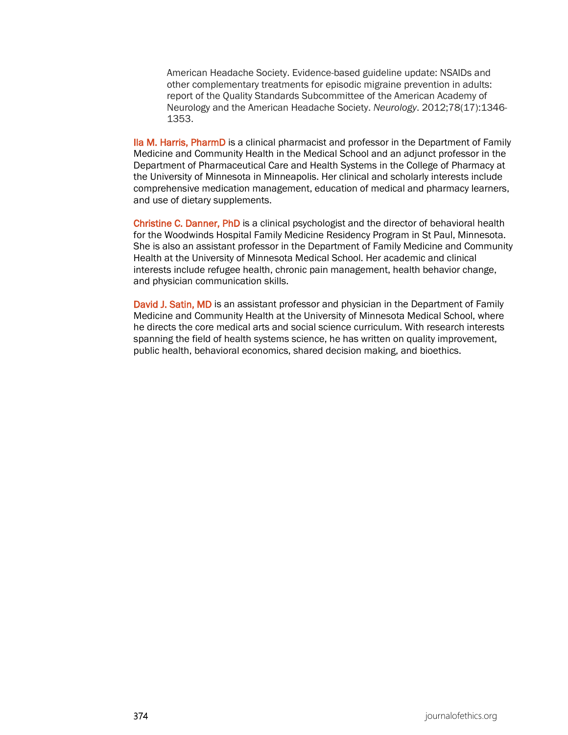American Headache Society. Evidence-based guideline update: NSAIDs and other complementary treatments for episodic migraine prevention in adults: report of the Quality Standards Subcommittee of the American Academy of Neurology and the American Headache Society. *Neurology*. 2012;78(17):1346-1353.

**Ila M. Harris, PharmD** is a clinical pharmacist and professor in the Department of Family Medicine and Community Health in the Medical School and an adjunct professor in the Department of Pharmaceutical Care and Health Systems in the College of Pharmacy at the University of Minnesota in Minneapolis. Her clinical and scholarly interests include comprehensive medication management, education of medical and pharmacy learners, and use of dietary supplements.

**Christine C. Danner, PhD** is a clinical psychologist and the director of behavioral health for the Woodwinds Hospital Family Medicine Residency Program in St Paul, Minnesota. She is also an assistant professor in the Department of Family Medicine and Community Health at the University of Minnesota Medical School. Her academic and clinical interests include refugee health, chronic pain management, health behavior change, and physician communication skills.

**David J. Satin, MD** is an assistant professor and physician in the Department of Family Medicine and Community Health at the University of Minnesota Medical School, where he directs the core medical arts and social science curriculum. With research interests spanning the field of health systems science, he has written on quality improvement, public health, behavioral economics, shared decision making, and bioethics.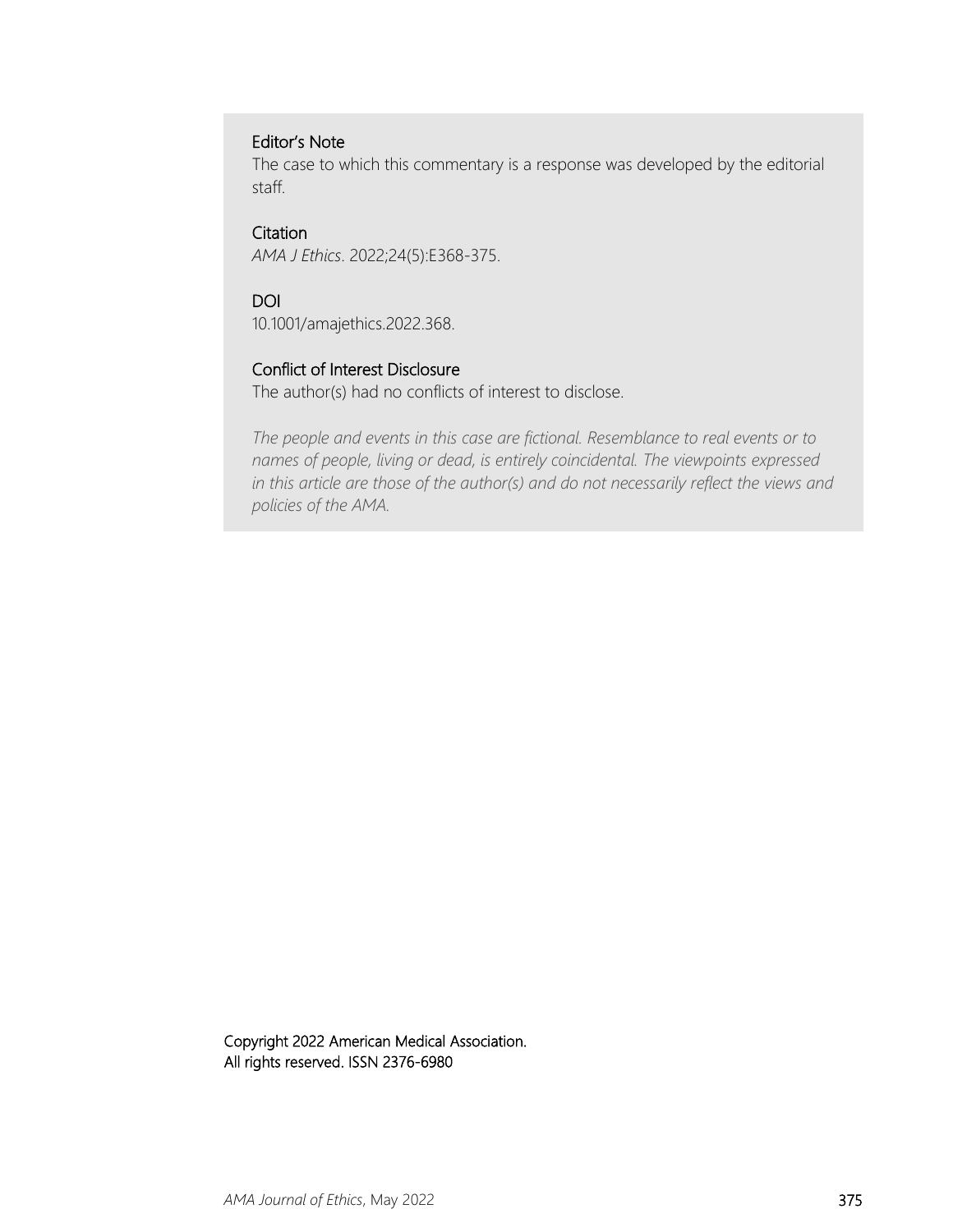### Editor's Note

The case to which this commentary is a response was developed by the editorial staff.

### Citation

*AMA J Ethics*. 2022;24(5):E368-375.

### DOI

10.1001/amajethics.2022.368.

### Conflict of Interest Disclosure

The author(s) had no conflicts of interest to disclose.

*The people and events in this case are fictional. Resemblance to real events or to names of people, living or dead, is entirely coincidental. The viewpoints expressed in this article are those of the author(s) and do not necessarily reflect the views and policies of the AMA.*

Copyright 2022 American Medical Association.
All rights reserved. ISSN 2376-6980